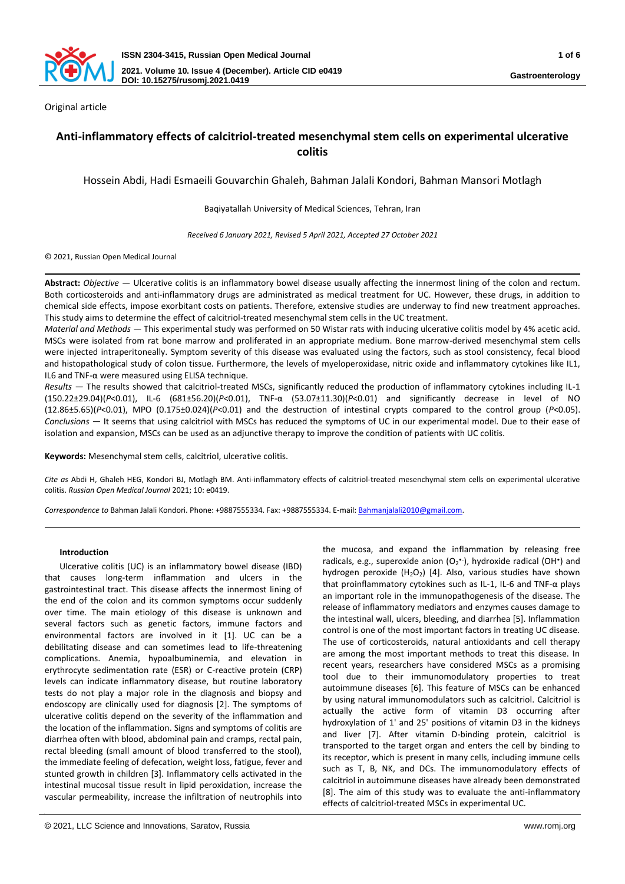Original article

# Anti-inflammatory effects of calcitriol-treated mesenchymal stem cells on experimental ulcerative colitis

Hossein Abdi, Hadi Esmaeili Gouvarchin Ghaleh, Bahman Jalali Kondori, Bahman Mansori Motlagh

Baqiyatallah University of Medical Sciences, Tehran, Iran

*Received 6 January 2021, Revised 5 April 2021, Accepted 27 October 2021*

© 2021, Russian Open Medical Journal

**Abstract:** *Objective* — Ulcerative colitis is an inflammatory bowel disease usually affecting the innermost lining of the colon and rectum. Both corticosteroids and anti-inflammatory drugs are administrated as medical treatment for UC. However, these drugs, in addition to chemical side effects, impose exorbitant costs on patients. Therefore, extensive studies are underway to find new treatment approaches. This study aims to determine the effect of calcitriol-treated mesenchymal stem cells in the UC treatment.

*Material and Methods* — This experimental study was performed on 50 Wistar rats with inducing ulcerative colitis model by 4% acetic acid. MSCs were isolated from rat bone marrow and proliferated in an appropriate medium. Bone marrow-derived mesenchymal stem cells were injected intraperitoneally. Symptom severity of this disease was evaluated using the factors, such as stool consistency, fecal blood and histopathological study of colon tissue. Furthermore, the levels of myeloperoxidase, nitric oxide and inflammatory cytokines like IL1, IL6 and TNF-α were measured using ELISA technique.

*Results* — The results showed that calcitriol-treated MSCs, significantly reduced the production of inflammatory cytokines including IL-1 (150.22±29.04)($P$<0.01), IL-6 (681±56.20)($P$<0.01), TNF-α (53.07±11.30)($P$<0.01) and significantly decrease in level of NO (12.86±5.65)($P$<0.01), MPO (0.175±0.024)($P$<0.01) and the destruction of intestinal crypts compared to the control group ($P$<0.05).

*Conclusions* — It seems that using calcitriol with MSCs has reduced the symptoms of UC in our experimental model. Due to their ease of isolation and expansion, MSCs can be used as an adjunctive therapy to improve the condition of patients with UC colitis.

**Keywords:** Mesenchymal stem cells, calcitriol, ulcerative colitis.

*Cite as* Abdi H, Ghaleh HEG, Kondori BJ, Motlagh BM. Anti-inflammatory effects of calcitriol-treated mesenchymal stem cells on experimental ulcerative colitis. *Russian Open Medical Journal* 2021; 10: e0419.

*Correspondence to* Bahman Jalali Kondori. Phone: +9887555334. Fax: +9887555334. E-mail: Bahmanjalali2010@gmail.com.

#### Introduction

Ulcerative colitis (UC) is an inflammatory bowel disease (IBD) that causes long-term inflammation and ulcers in the gastrointestinal tract. This disease affects the innermost lining of the end of the colon and its common symptoms occur suddenly over time. The main etiology of this disease is unknown and several factors such as genetic factors, immune factors and environmental factors are involved in it [1]. UC can be a debilitating disease and can sometimes lead to life-threatening complications. Anemia, hypoalbuminemia, and elevation in erythrocyte sedimentation rate (ESR) or C-reactive protein (CRP) levels can indicate inflammatory disease, but routine laboratory tests do not play a major role in the diagnosis and biopsy and endoscopy are clinically used for diagnosis [2]. The symptoms of ulcerative colitis depend on the severity of the inflammation and the location of the inflammation. Signs and symptoms of colitis are diarrhea often with blood, abdominal pain and cramps, rectal pain, rectal bleeding (small amount of blood transferred to the stool), the immediate feeling of defecation, weight loss, fatigue, fever and stunted growth in children [3]. Inflammatory cells activated in the intestinal mucosal tissue result in lipid peroxidation, increase the vascular permeability, increase the infiltration of neutrophils into the mucosa, and expand the inflammation by releasing free radicals, e.g., superoxide anion ($O_2^{\bullet -}$), hydroxide radical ($OH^{\bullet}$) and hydrogen peroxide ($H_2O_2$) [4]. Also, various studies have shown that proinflammatory cytokines such as IL-1, IL-6 and TNF-α plays an important role in the immunopathogenesis of the disease. The release of inflammatory mediators and enzymes causes damage to the intestinal wall, ulcers, bleeding, and diarrhea [5]. Inflammation control is one of the most important factors in treating UC disease. The use of corticosteroids, natural antioxidants and cell therapy are among the most important methods to treat this disease. In recent years, researchers have considered MSCs as a promising tool due to their immunomodulatory properties to treat autoimmune diseases [6]. This feature of MSCs can be enhanced by using natural immunomodulators such as calcitriol. Calcitriol is actually the active form of vitamin D3 occurring after hydroxylation of 1' and 25' positions of vitamin D3 in the kidneys and liver [7]. After vitamin D-binding protein, calcitriol is transported to the target organ and enters the cell by binding to its receptor, which is present in many cells, including immune cells such as T, B, NK, and DCs. The immunomodulatory effects of calcitriol in autoimmune diseases have already been demonstrated [8]. The aim of this study was to evaluate the anti-inflammatory effects of calcitriol-treated MSCs in experimental UC.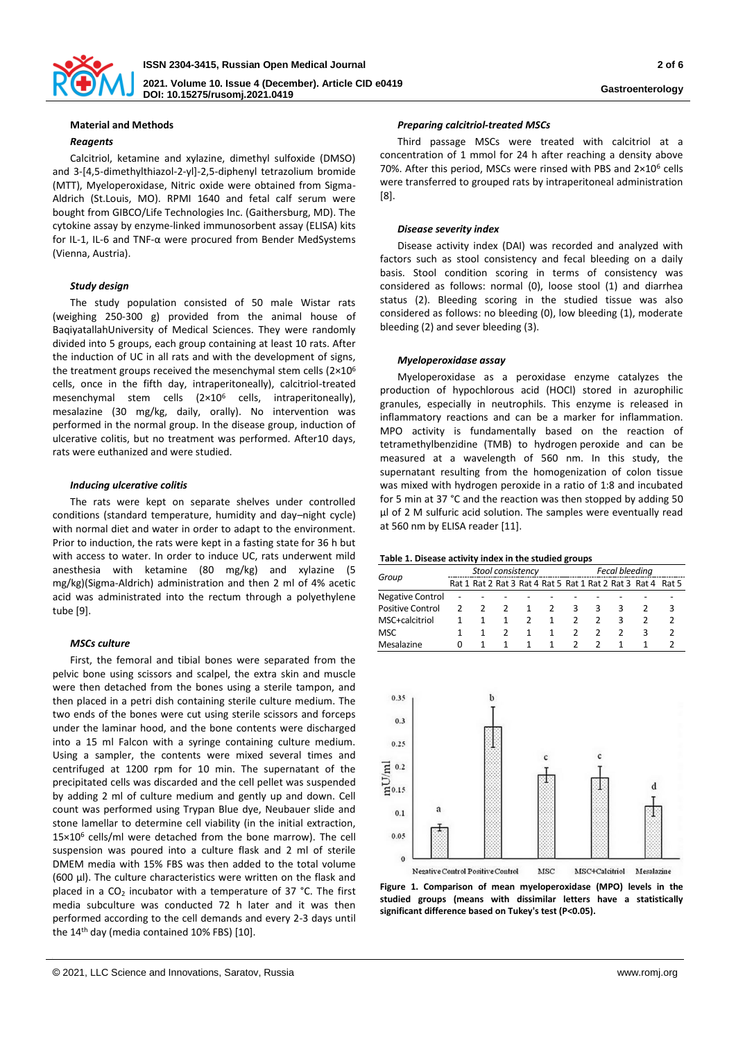### Material and Methods

#### Reagents

Calcitriol, ketamine and xylazine, dimethyl sulfoxide (DMSO) and 3-[4,5-dimethylthiazol-2-yl]-2,5-diphenyl tetrazolium bromide (MTT), Myeloperoxidase, Nitric oxide were obtained from Sigma-Aldrich (St.Louis, MO). RPMI 1640 and fetal calf serum were bought from GIBCO/Life Technologies Inc. (Gaithersburg, MD). The cytokine assay by enzyme-linked immunosorbent assay (ELISA) kits for IL-1, IL-6 and TNF-α were procured from Bender MedSystems (Vienna, Austria).

#### Study design

The study population consisted of 50 male Wistar rats (weighing 250-300 g) provided from the animal house of BaqiyatallahUniversity of Medical Sciences. They were randomly divided into 5 groups, each group containing at least 10 rats. After the induction of UC in all rats and with the development of signs, the treatment groups received the mesenchymal stem cells ($2\times10^6$ cells, once in the fifth day, intraperitoneally), calcitriol-treated mesenchymal stem cells ($2\times10^6$ cells, intraperitoneally), mesalazine (30 mg/kg, daily, orally). No intervention was performed in the normal group. In the disease group, induction of ulcerative colitis, but no treatment was performed. After10 days, rats were euthanized and were studied.

#### Inducing ulcerative colitis

The rats were kept on separate shelves under controlled conditions (standard temperature, humidity and day–night cycle) with normal diet and water in order to adapt to the environment. Prior to induction, the rats were kept in a fasting state for 36 h but with access to water. In order to induce UC, rats underwent mild anesthesia with ketamine (80 mg/kg) and xylazine (5 mg/kg)(Sigma-Aldrich) administration and then 2 ml of 4% acetic acid was administrated into the rectum through a polyethylene tube [9].

#### MSCs culture

First, the femoral and tibial bones were separated from the pelvic bone using scissors and scalpel, the extra skin and muscle were then detached from the bones using a sterile tampon, and then placed in a petri dish containing sterile culture medium. The two ends of the bones were cut using sterile scissors and forceps under the laminar hood, and the bone contents were discharged into a 15 ml Falcon with a syringe containing culture medium. Using a sampler, the contents were mixed several times and centrifuged at 1200 rpm for 10 min. The supernatant of the precipitated cells was discarded and the cell pellet was suspended by adding 2 ml of culture medium and gently up and down. Cell count was performed using Trypan Blue dye, Neubauer slide and stone lamellar to determine cell viability (in the initial extraction, $15\times10^6$ cells/ml were detached from the bone marrow). The cell suspension was poured into a culture flask and 2 ml of sterile DMEM media with 15% FBS was then added to the total volume (600 µl). The culture characteristics were written on the flask and placed in a $CO_2$ incubator with a temperature of 37 °C. The first media subculture was conducted 72 h later and it was then performed according to the cell demands and every 2-3 days until the 14th day (media contained 10% FBS) [10].

#### Preparing calcitriol-treated MSCs

Third passage MSCs were treated with calcitriol at a concentration of 1 mmol for 24 h after reaching a density above 70%. After this period, MSCs were rinsed with PBS and $2\times10^6$ cells were transferred to grouped rats by intraperitoneal administration [8].

#### Disease severity index

Disease activity index (DAI) was recorded and analyzed with factors such as stool consistency and fecal bleeding on a daily basis. Stool condition scoring in terms of consistency was considered as follows: normal (0), loose stool (1) and diarrhea status (2). Bleeding scoring in the studied tissue was also considered as follows: no bleeding (0), low bleeding (1), moderate bleeding (2) and sever bleeding (3).

#### Myeloperoxidase assay

Myeloperoxidase as a peroxidase enzyme catalyzes the production of hypochlorous acid (HOCl) stored in azurophilic granules, especially in neutrophils. This enzyme is released in inflammatory reactions and can be a marker for inflammation. MPO activity is fundamentally based on the reaction of tetramethylbenzidine (TMB) to hydrogen peroxide and can be measured at a wavelength of 560 nm. In this study, the supernatant resulting from the homogenization of colon tissue was mixed with hydrogen peroxide in a ratio of 1:8 and incubated for 5 min at 37 °C and the reaction was then stopped by adding 50 µl of 2 M sulfuric acid solution. The samples were eventually read at 560 nm by ELISA reader [11].

**Table 1. Disease activity index in the studied groups**

| Group | *Stool consistency* | | | | | *Fecal bleeding* | | | | |
|---|---|---|---|---|---|---|---|---|---|---|
| | Rat 1 | Rat 2 | Rat 3 | Rat 4 | Rat 5 | Rat 1 | Rat 2 | Rat 3 | Rat 4 | Rat 5 |
| Negative Control | - | - | - | - | - | - | - | - | - | - |
| Positive Control | 2 | 2 | 2 | 1 | 2 | 3 | 3 | 3 | 2 | 3 |
| MSC+calcitriol | 1 | 1 | 1 | 2 | 1 | 2 | 2 | 3 | 2 | 2 |
| MSC | 1 | 1 | 2 | 1 | 1 | 2 | 2 | 2 | 3 | 2 |
| Mesalazine | 0 | 1 | 1 | 1 | 1 | 2 | 2 | 1 | 1 | 2 |

**Figure 1. Comparison of mean myeloperoxidase (MPO) levels in the studied groups (means with dissimilar letters have a statistically significant difference based on Tukey's test (P<0.05).**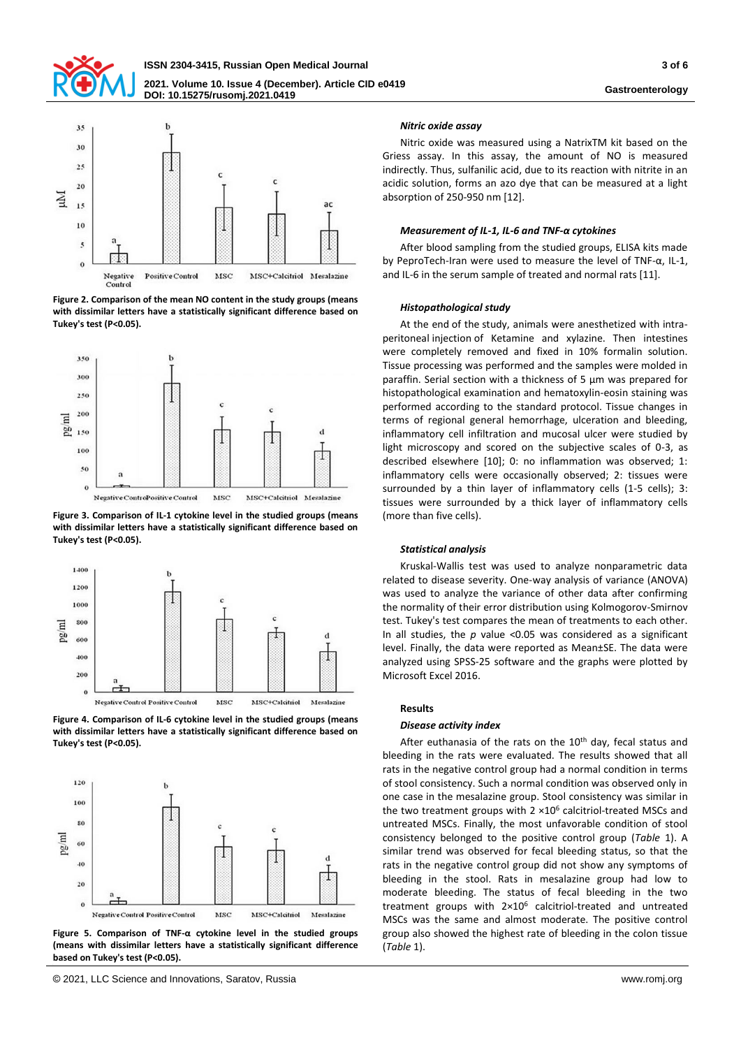Figure 2. Comparison of the mean NO content in the study groups (means with dissimilar letters have a statistically significant difference based on Tukey's test (P<0.05).

Figure 3. Comparison of IL-1 cytokine level in the studied groups (means with dissimilar letters have a statistically significant difference based on Tukey's test (P<0.05).

Figure 4. Comparison of IL-6 cytokine level in the studied groups (means with dissimilar letters have a statistically significant difference based on Tukey's test (P<0.05).

Figure 5. Comparison of TNF-α cytokine level in the studied groups (means with dissimilar letters have a statistically significant difference based on Tukey's test (P<0.05).

### *Nitric oxide assay*

Nitric oxide was measured using a NatrixTM kit based on the Griess assay. In this assay, the amount of NO is measured indirectly. Thus, sulfanilic acid, due to its reaction with nitrite in an acidic solution, forms an azo dye that can be measured at a light absorption of 250-950 nm [12].

### *Measurement of IL-1, IL-6 and TNF-α cytokines*

After blood sampling from the studied groups, ELISA kits made by PeproTech-Iran were used to measure the level of TNF-α, IL-1, and IL-6 in the serum sample of treated and normal rats [11].

### *Histopathological study*

At the end of the study, animals were anesthetized with intra-peritoneal injection of Ketamine and xylazine. Then intestines were completely removed and fixed in 10% formalin solution. Tissue processing was performed and the samples were molded in paraffin. Serial section with a thickness of 5 µm was prepared for histopathological examination and hematoxylin-eosin staining was performed according to the standard protocol. Tissue changes in terms of regional general hemorrhage, ulceration and bleeding, inflammatory cell infiltration and mucosal ulcer were studied by light microscopy and scored on the subjective scales of 0-3, as described elsewhere [10]; 0: no inflammation was observed; 1: inflammatory cells were occasionally observed; 2: tissues were surrounded by a thin layer of inflammatory cells (1-5 cells); 3: tissues were surrounded by a thick layer of inflammatory cells (more than five cells).

### *Statistical analysis*

Kruskal-Wallis test was used to analyze nonparametric data related to disease severity. One-way analysis of variance (ANOVA) was used to analyze the variance of other data after confirming the normality of their error distribution using Kolmogorov-Smirnov test. Tukey's test compares the mean of treatments to each other. In all studies, the *p* value <0.05 was considered as a significant level. Finally, the data were reported as Mean±SE. The data were analyzed using SPSS-25 software and the graphs were plotted by Microsoft Excel 2016.

## Results

### *Disease activity index*

After euthanasia of the rats on the 10th day, fecal status and bleeding in the rats were evaluated. The results showed that all rats in the negative control group had a normal condition in terms of stool consistency. Such a normal condition was observed only in one case in the mesalazine group. Stool consistency was similar in the two treatment groups with $2 \times 10^6$ calcitriol-treated MSCs and untreated MSCs. Finally, the most unfavorable condition of stool consistency belonged to the positive control group (*Table* 1). A similar trend was observed for fecal bleeding status, so that the rats in the negative control group did not show any symptoms of bleeding in the stool. Rats in mesalazine group had low to moderate bleeding. The status of fecal bleeding in the two treatment groups with $2 \times 10^6$ calcitriol-treated and untreated MSCs was the same and almost moderate. The positive control group also showed the highest rate of bleeding in the colon tissue (*Table* 1).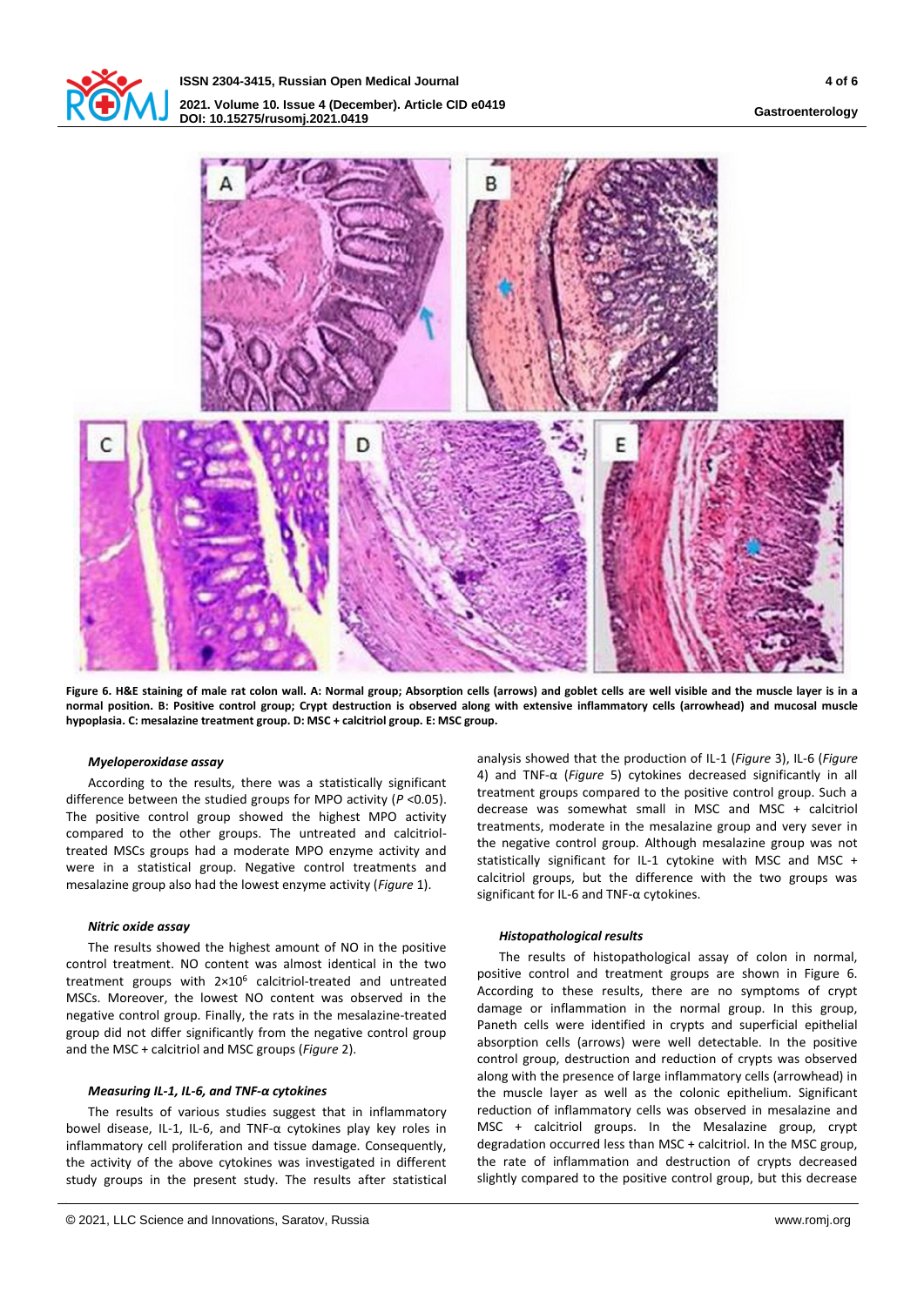**Figure 6. H&E staining of male rat colon wall. A: Normal group; Absorption cells (arrows) and goblet cells are well visible and the muscle layer is in a normal position. B: Positive control group; Crypt destruction is observed along with extensive inflammatory cells (arrowhead) and mucosal muscle hypoplasia. C: mesalazine treatment group. D: MSC + calcitriol group. E: MSC group.**

#### *Myeloperoxidase assay*

According to the results, there was a statistically significant difference between the studied groups for MPO activity ($P$ <0.05). The positive control group showed the highest MPO activity compared to the other groups. The untreated and calcitriol-treated MSCs groups had a moderate MPO enzyme activity and were in a statistical group. Negative control treatments and mesalazine group also had the lowest enzyme activity (*Figure* 1).

#### *Nitric oxide assay*

The results showed the highest amount of NO in the positive control treatment. NO content was almost identical in the two treatment groups with $2 \times 10^6$ calcitriol-treated and untreated MSCs. Moreover, the lowest NO content was observed in the negative control group. Finally, the rats in the mesalazine-treated group did not differ significantly from the negative control group and the MSC + calcitriol and MSC groups (*Figure* 2).

#### *Measuring IL-1, IL-6, and TNF-α cytokines*

The results of various studies suggest that in inflammatory bowel disease, IL-1, IL-6, and TNF-α cytokines play key roles in inflammatory cell proliferation and tissue damage. Consequently, the activity of the above cytokines was investigated in different study groups in the present study. The results after statistical analysis showed that the production of IL-1 (*Figure* 3), IL-6 (*Figure* 4) and TNF-α (*Figure* 5) cytokines decreased significantly in all treatment groups compared to the positive control group. Such a decrease was somewhat small in MSC and MSC + calcitriol treatments, moderate in the mesalazine group and very sever in the negative control group. Although mesalazine group was not statistically significant for IL-1 cytokine with MSC and MSC + calcitriol groups, but the difference with the two groups was significant for IL-6 and TNF-α cytokines.

#### *Histopathological results*

The results of histopathological assay of colon in normal, positive control and treatment groups are shown in Figure 6. According to these results, there are no symptoms of crypt damage or inflammation in the normal group. In this group, Paneth cells were identified in crypts and superficial epithelial absorption cells (arrows) were well detectable. In the positive control group, destruction and reduction of crypts was observed along with the presence of large inflammatory cells (arrowhead) in the muscle layer as well as the colonic epithelium. Significant reduction of inflammatory cells was observed in mesalazine and MSC + calcitriol groups. In the Mesalazine group, crypt degradation occurred less than MSC + calcitriol. In the MSC group, the rate of inflammation and destruction of crypts decreased slightly compared to the positive control group, but this decrease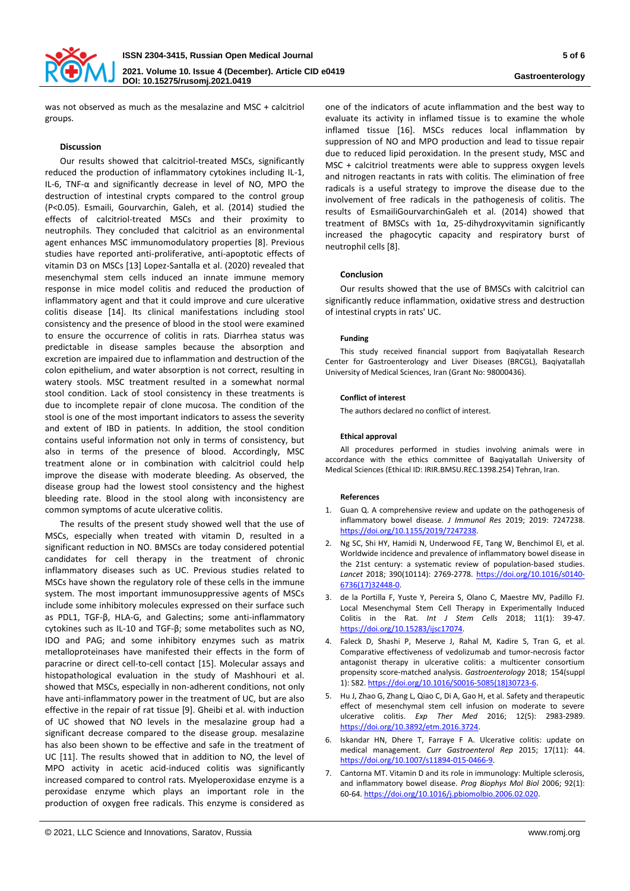was not observed as much as the mesalazine and MSC + calcitriol groups.

#### Discussion

Our results showed that calcitriol-treated MSCs, significantly reduced the production of inflammatory cytokines including IL-1, IL-6, TNF-α and significantly decrease in level of NO, MPO the destruction of intestinal crypts compared to the control group ($P<0.05$). Esmaili, Gourvarchin, Galeh, et al. (2014) studied the effects of calcitriol-treated MSCs and their proximity to neutrophils. They concluded that calcitriol as an environmental agent enhances MSC immunomodulatory properties [8]. Previous studies have reported anti-proliferative, anti-apoptotic effects of vitamin D3 on MSCs [13] Lopez-Santalla et al. (2020) revealed that mesenchymal stem cells induced an innate immune memory response in mice model colitis and reduced the production of inflammatory agent and that it could improve and cure ulcerative colitis disease [14]. Its clinical manifestations including stool consistency and the presence of blood in the stool were examined to ensure the occurrence of colitis in rats. Diarrhea status was predictable in disease samples because the absorption and excretion are impaired due to inflammation and destruction of the colon epithelium, and water absorption is not correct, resulting in watery stools. MSC treatment resulted in a somewhat normal stool condition. Lack of stool consistency in these treatments is due to incomplete repair of clone mucosa. The condition of the stool is one of the most important indicators to assess the severity and extent of IBD in patients. In addition, the stool condition contains useful information not only in terms of consistency, but also in terms of the presence of blood. Accordingly, MSC treatment alone or in combination with calcitriol could help improve the disease with moderate bleeding. As observed, the disease group had the lowest stool consistency and the highest bleeding rate. Blood in the stool along with inconsistency are common symptoms of acute ulcerative colitis.

The results of the present study showed well that the use of MSCs, especially when treated with vitamin D, resulted in a significant reduction in NO. BMSCs are today considered potential candidates for cell therapy in the treatment of chronic inflammatory diseases such as UC. Previous studies related to MSCs have shown the regulatory role of these cells in the immune system. The most important immunosuppressive agents of MSCs include some inhibitory molecules expressed on their surface such as PDL1, TGF-β, HLA-G, and Galectins; some anti-inflammatory cytokines such as IL-10 and TGF-β; some metabolites such as NO, IDO and PAG; and some inhibitory enzymes such as matrix metalloproteinases have manifested their effects in the form of paracrine or direct cell-to-cell contact [15]. Molecular assays and histopathological evaluation in the study of Mashhouri et al. showed that MSCs, especially in non-adherent conditions, not only have anti-inflammatory power in the treatment of UC, but are also effective in the repair of rat tissue [9]. Gheibi et al. with induction of UC showed that NO levels in the mesalazine group had a significant decrease compared to the disease group. mesalazine has also been shown to be effective and safe in the treatment of UC [11]. The results showed that in addition to NO, the level of MPO activity in acetic acid-induced colitis was significantly increased compared to control rats. Myeloperoxidase enzyme is a peroxidase enzyme which plays an important role in the production of oxygen free radicals. This enzyme is considered as one of the indicators of acute inflammation and the best way to evaluate its activity in inflamed tissue is to examine the whole inflamed tissue [16]. MSCs reduces local inflammation by suppression of NO and MPO production and lead to tissue repair due to reduced lipid peroxidation. In the present study, MSC and MSC + calcitriol treatments were able to suppress oxygen levels and nitrogen reactants in rats with colitis. The elimination of free radicals is a useful strategy to improve the disease due to the involvement of free radicals in the pathogenesis of colitis. The results of EsmailiGourvarchinGaleh et al. (2014) showed that treatment of BMSCs with 1α, 25-dihydroxyvitamin significantly increased the phagocytic capacity and respiratory burst of neutrophil cells [8].

#### Conclusion

Our results showed that the use of BMSCs with calcitriol can significantly reduce inflammation, oxidative stress and destruction of intestinal crypts in rats' UC.

#### Funding

This study received financial support from Baqiyatallah Research Center for Gastroenterology and Liver Diseases (BRCGL), Baqiyatallah University of Medical Sciences, Iran (Grant No: 98000436).

#### Conflict of interest

The authors declared no conflict of interest.

#### Ethical approval

All procedures performed in studies involving animals were in accordance with the ethics committee of Baqiyatallah University of Medical Sciences (Ethical ID: IRIR.BMSU.REC.1398.254) Tehran, Iran.

#### References

1. Guan Q. A comprehensive review and update on the pathogenesis of inflammatory bowel disease. *J Immunol Res* 2019; 2019: 7247238. https://doi.org/10.1155/2019/7247238.
2. Ng SC, Shi HY, Hamidi N, Underwood FE, Tang W, Benchimol EI, et al. Worldwide incidence and prevalence of inflammatory bowel disease in the 21st century: a systematic review of population-based studies. *Lancet* 2018; 390(10114): 2769-2778. https://doi.org/10.1016/s0140-6736(17)32448-0.
3. de la Portilla F, Yuste Y, Pereira S, Olano C, Maestre MV, Padillo FJ. Local Mesenchymal Stem Cell Therapy in Experimentally Induced Colitis in the Rat. *Int J Stem Cells* 2018; 11(1): 39-47. https://doi.org/10.15283/ijsc17074.
4. Faleck D, Shashi P, Meserve J, Rahal M, Kadire S, Tran G, et al. Comparative effectiveness of vedolizumab and tumor-necrosis factor antagonist therapy in ulcerative colitis: a multicenter consortium propensity score-matched analysis. *Gastroenterology* 2018; 154(suppl 1): S82. https://doi.org/10.1016/S0016-5085(18)30723-6.
5. Hu J, Zhao G, Zhang L, Qiao C, Di A, Gao H, et al. Safety and therapeutic effect of mesenchymal stem cell infusion on moderate to severe ulcerative colitis. *Exp Ther Med* 2016; 12(5): 2983-2989. https://doi.org/10.3892/etm.2016.3724.
6. Iskandar HN, Dhere T, Farraye F A. Ulcerative colitis: update on medical management. *Curr Gastroenterol Rep* 2015; 17(11): 44. https://doi.org/10.1007/s11894-015-0466-9.
7. Cantorna MT. Vitamin D and its role in immunology: Multiple sclerosis, and inflammatory bowel disease. *Prog Biophys Mol Biol* 2006; 92(1): 60-64. https://doi.org/10.1016/j.pbiomolbio.2006.02.020.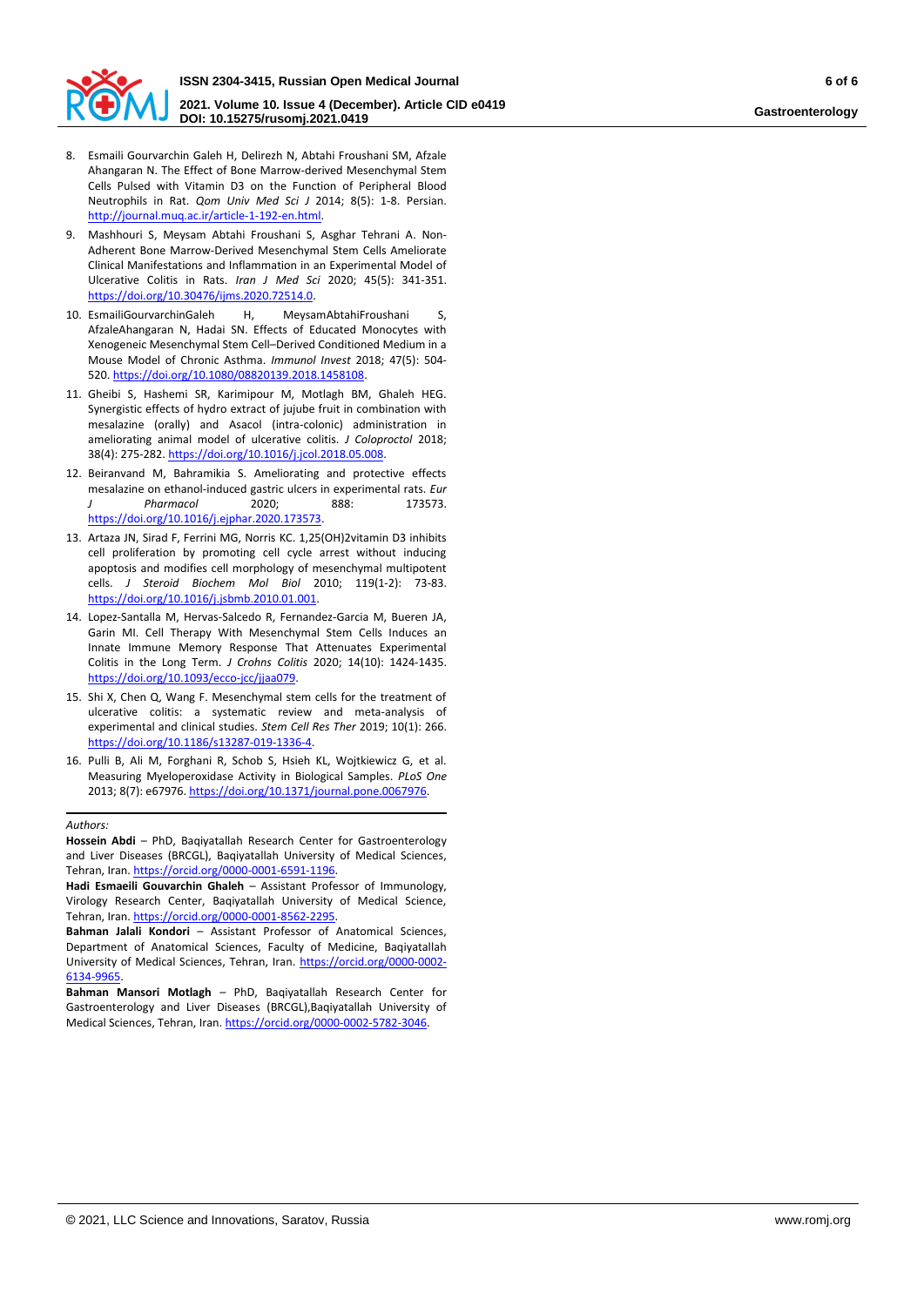8. Esmaili Gourvarchin Galeh H, Delirezh N, Abtahi Froushani SM, Afzale Ahangaran N. The Effect of Bone Marrow-derived Mesenchymal Stem Cells Pulsed with Vitamin D3 on the Function of Peripheral Blood Neutrophils in Rat. *Qom Univ Med Sci J* 2014; 8(5): 1-8. Persian. http://journal.muq.ac.ir/article-1-192-en.html.
9. Mashhouri S, Meysam Abtahi Froushani S, Asghar Tehrani A. Non-Adherent Bone Marrow-Derived Mesenchymal Stem Cells Ameliorate Clinical Manifestations and Inflammation in an Experimental Model of Ulcerative Colitis in Rats. *Iran J Med Sci* 2020; 45(5): 341-351. https://doi.org/10.30476/ijms.2020.72514.0.
10. EsmailiGourvarchinGaleh H, MeysamAbtahiFroushani S, AfzaleAhangaran N, Hadai SN. Effects of Educated Monocytes with Xenogeneic Mesenchymal Stem Cell–Derived Conditioned Medium in a Mouse Model of Chronic Asthma. *Immunol Invest* 2018; 47(5): 504-520. https://doi.org/10.1080/08820139.2018.1458108.
11. Gheibi S, Hashemi SR, Karimipour M, Motlagh BM, Ghaleh HEG. Synergistic effects of hydro extract of jujube fruit in combination with mesalazine (orally) and Asacol (intra-colonic) administration in ameliorating animal model of ulcerative colitis. *J Coloproctol* 2018; 38(4): 275-282. https://doi.org/10.1016/j.jcol.2018.05.008.
12. Beiranvand M, Bahramikia S. Ameliorating and protective effects mesalazine on ethanol-induced gastric ulcers in experimental rats. *Eur J Pharmacol* 2020; 888: 173573. https://doi.org/10.1016/j.ejphar.2020.173573.
13. Artaza JN, Sirad F, Ferrini MG, Norris KC. 1,25(OH)2vitamin D3 inhibits cell proliferation by promoting cell cycle arrest without inducing apoptosis and modifies cell morphology of mesenchymal multipotent cells. *J Steroid Biochem Mol Biol* 2010; 119(1-2): 73-83. https://doi.org/10.1016/j.jsbmb.2010.01.001.
14. Lopez-Santalla M, Hervas-Salcedo R, Fernandez-Garcia M, Bueren JA, Garin MI. Cell Therapy With Mesenchymal Stem Cells Induces an Innate Immune Memory Response That Attenuates Experimental Colitis in the Long Term. *J Crohns Colitis* 2020; 14(10): 1424-1435. https://doi.org/10.1093/ecco-jcc/jjaa079.
15. Shi X, Chen Q, Wang F. Mesenchymal stem cells for the treatment of ulcerative colitis: a systematic review and meta-analysis of experimental and clinical studies. *Stem Cell Res Ther* 2019; 10(1): 266. https://doi.org/10.1186/s13287-019-1336-4.
16. Pulli B, Ali M, Forghani R, Schob S, Hsieh KL, Wojtkiewicz G, et al. Measuring Myeloperoxidase Activity in Biological Samples. *PLoS One* 2013; 8(7): e67976. https://doi.org/10.1371/journal.pone.0067976.

*Authors:*

**Hossein Abdi** – PhD, Baqiyatallah Research Center for Gastroenterology and Liver Diseases (BRCGL), Baqiyatallah University of Medical Sciences, Tehran, Iran. https://orcid.org/0000-0001-6591-1196.

**Hadi Esmaeili Gouvarchin Ghaleh** – Assistant Professor of Immunology, Virology Research Center, Baqiyatallah University of Medical Science, Tehran, Iran. https://orcid.org/0000-0001-8562-2295.

**Bahman Jalali Kondori** – Assistant Professor of Anatomical Sciences, Department of Anatomical Sciences, Faculty of Medicine, Baqiyatallah University of Medical Sciences, Tehran, Iran. https://orcid.org/0000-0002-6134-9965.

**Bahman Mansori Motlagh** – PhD, Baqiyatallah Research Center for Gastroenterology and Liver Diseases (BRCGL),Baqiyatallah University of Medical Sciences, Tehran, Iran. https://orcid.org/0000-0002-5782-3046.